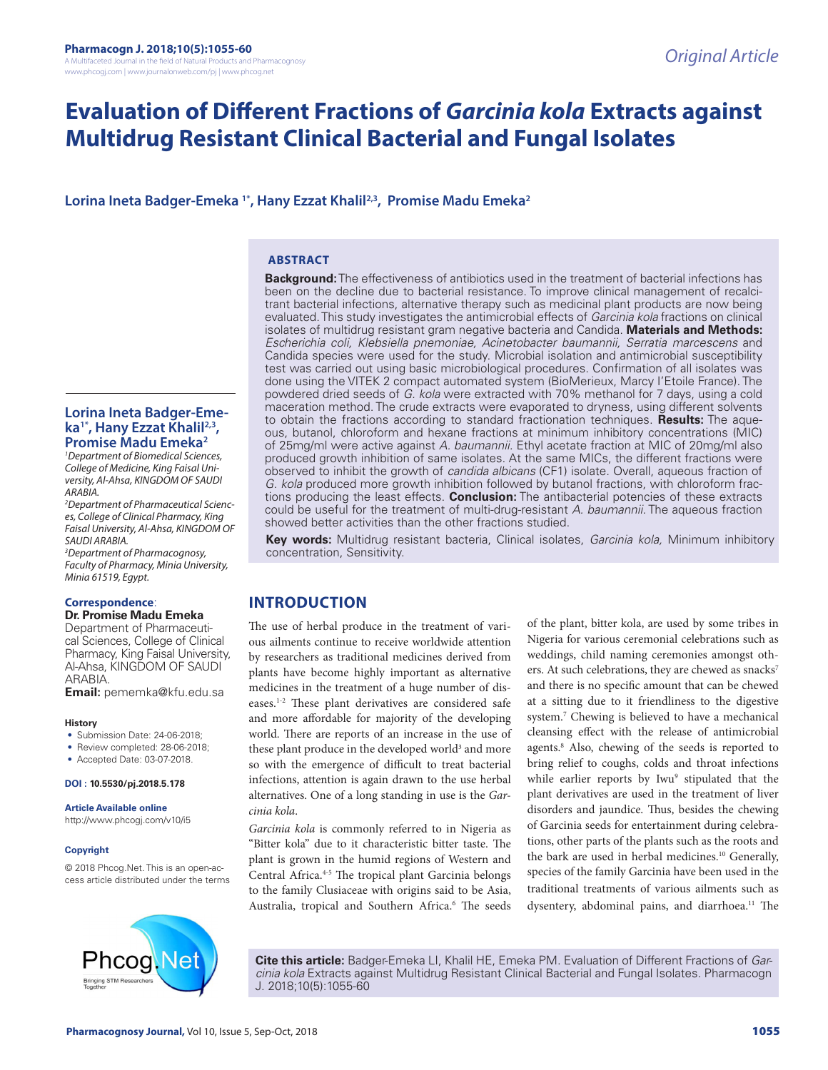*Original Article*

# Evaluation of Different Fractions of *Garcinia kola* Extracts against Multidrug Resistant Clinical Bacterial and Fungal Isolates

**Lorina Ineta Badger-Emeka [1*], Hany Ezzat Khalil[2,3], Promise Madu Emeka[2]**

## ABSTRACT

**Background:** The effectiveness of antibiotics used in the treatment of bacterial infections has been on the decline due to bacterial resistance. To improve clinical management of recalcitrant bacterial infections, alternative therapy such as medicinal plant products are now being evaluated. This study investigates the antimicrobial effects of *Garcinia kola* fractions on clinical isolates of multidrug resistant gram negative bacteria and Candida. **Materials and Methods:** *Escherichia coli, Klebsiella pnemoniae, Acinetobacter baumannii, Serratia marcescens* and Candida species were used for the study. Microbial isolation and antimicrobial susceptibility test was carried out using basic microbiological procedures. Confirmation of all isolates was done using the VITEK 2 compact automated system (BioMerieux, Marcy l'Etoile France). The powdered dried seeds of *G. kola* were extracted with 70% methanol for 7 days, using a cold maceration method. The crude extracts were evaporated to dryness, using different solvents to obtain the fractions according to standard fractionation techniques. **Results:** The aqueous, butanol, chloroform and hexane fractions at minimum inhibitory concentrations (MIC) of 25mg/ml were active against *A. baumannii.* Ethyl acetate fraction at MIC of 20mg/ml also produced growth inhibition of same isolates. At the same MICs, the different fractions were observed to inhibit the growth of *candida albicans* (CF1) isolate. Overall, aqueous fraction of *G. kola* produced more growth inhibition followed by butanol fractions, with chloroform fractions producing the least effects. **Conclusion:** The antibacterial potencies of these extracts could be useful for the treatment of multi-drug-resistant *A. baumannii*. The aqueous fraction showed better activities than the other fractions studied.

**Key words:** Multidrug resistant bacteria, Clinical isolates, *Garcinia kola,* Minimum inhibitory concentration, Sensitivity.

**Lorina Ineta Badger-Emeka[1*], Hany Ezzat Khalil[2,3], Promise Madu Emeka[2]**

[1]*Department of Biomedical Sciences, College of Medicine, King Faisal University, Al-Ahsa, KINGDOM OF SAUDI ARABIA.*

[2]*Department of Pharmaceutical Sciences, College of Clinical Pharmacy, King Faisal University, Al-Ahsa, KINGDOM OF SAUDI ARABIA.*

[3]*Department of Pharmacognosy, Faculty of Pharmacy, Minia University, Minia 61519, Egypt.*

**Correspondence**:

**Dr. Promise Madu Emeka**

Department of Pharmaceutical Sciences, College of Clinical Pharmacy, King Faisal University, Al-Ahsa, KINGDOM OF SAUDI ARABIA.

**Email:** pememka@kfu.edu.sa

**History**

- Submission Date: 24-06-2018;
- Review completed: 28-06-2018;
- Accepted Date: 03-07-2018.

**DOI : 10.5530/pj.2018.5.178**

**Article Available online**

http://www.phcogj.com/v10/i5

**Copyright**

© 2018 Phcog.Net. This is an open-access article distributed under the terms

## INTRODUCTION

The use of herbal produce in the treatment of various ailments continue to receive worldwide attention by researchers as traditional medicines derived from plants have become highly important as alternative medicines in the treatment of a huge number of diseases.[1-2] These plant derivatives are considered safe and more affordable for majority of the developing world. There are reports of an increase in the use of these plant produce in the developed world[3] and more so with the emergence of difficult to treat bacterial infections, attention is again drawn to the use herbal alternatives. One of a long standing in use is the *Garcinia kola*.

*Garcinia kola* is commonly referred to in Nigeria as "Bitter kola" due to it characteristic bitter taste. The plant is grown in the humid regions of Western and Central Africa.[4-5] The tropical plant Garcinia belongs to the family Clusiaceae with origins said to be Asia, Australia, tropical and Southern Africa.[6] The seeds of the plant, bitter kola, are used by some tribes in Nigeria for various ceremonial celebrations such as weddings, child naming ceremonies amongst others. At such celebrations, they are chewed as snacks[7] and there is no specific amount that can be chewed at a sitting due to it friendliness to the digestive system.[7] Chewing is believed to have a mechanical cleansing effect with the release of antimicrobial agents.[8] Also, chewing of the seeds is reported to bring relief to coughs, colds and throat infections while earlier reports by Iwu[9] stipulated that the plant derivatives are used in the treatment of liver disorders and jaundice. Thus, besides the chewing of Garcinia seeds for entertainment during celebrations, other parts of the plants such as the roots and the bark are used in herbal medicines.[10] Generally, species of the family Garcinia have been used in the traditional treatments of various ailments such as dysentery, abdominal pains, and diarrhoea.[11] The

**Cite this article:** Badger-Emeka LI, Khalil HE, Emeka PM. Evaluation of Different Fractions of *Garcinia kola* Extracts against Multidrug Resistant Clinical Bacterial and Fungal Isolates. Pharmacogn J. 2018;10(5):1055-60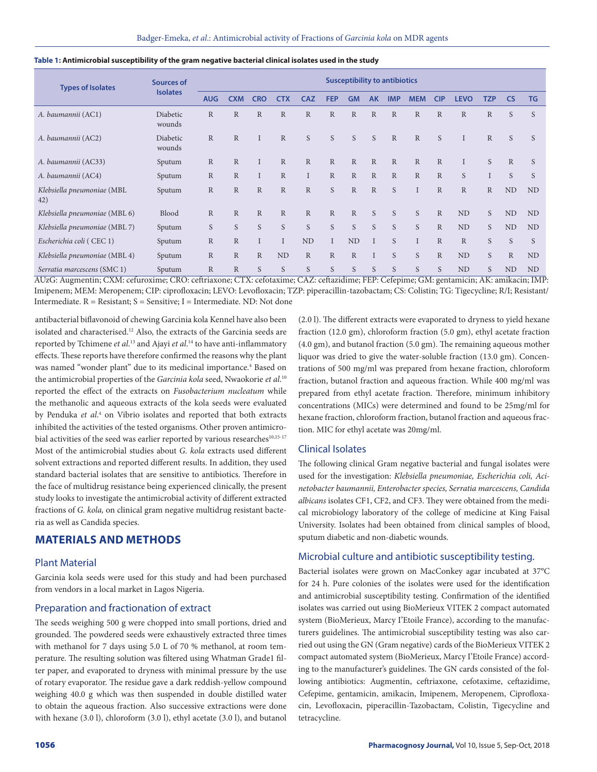**Table 1: Antimicrobial susceptibility of the gram negative bacterial clinical isolates used in the study**

| Types of Isolates | Sources of Isolates | Susceptibility to antibiotics | | | | | | | | | | | | | | |
|---|---|---|---|---|---|---|---|---|---|---|---|---|---|---|---|---|
| | | AUG | CXM | CRO | CTX | CAZ | FEP | GM | AK | IMP | MEM | CIP | LEVO | TZP | CS | TG |
| *A. baumannii* (AC1) | Diabetic wounds | R | R | R | R | R | R | R | R | R | R | R | R | R | S | S |
| *A. baumannii* (AC2) | Diabetic wounds | R | R | I | R | S | S | S | S | R | R | S | I | R | S | S |
| *A. baumannii* (AC33) | Sputum | R | R | I | R | R | R | R | R | R | R | R | I | S | R | S |
| *A. baumannii* (AC4) | Sputum | R | R | I | R | I | R | R | R | R | R | R | S | I | S | S |
| *Klebsiella pneumoniae* (MBL 42) | Sputum | R | R | R | R | R | S | R | R | S | I | R | R | R | ND | ND |
| *Klebsiella pneumoniae* (MBL 6) | Blood | R | R | R | R | R | R | R | S | S | S | R | ND | S | ND | ND |
| *Klebsiella pneumoniae* (MBL 7) | Sputum | S | S | S | S | S | S | S | S | S | S | R | ND | S | ND | ND |
| *Escherichia coli* ( CEC 1) | Sputum | R | R | I | I | ND | I | ND | I | S | I | R | R | S | S | S |
| *Klebsiella pneumoniae* (MBL 4) | Sputum | R | R | R | ND | R | R | R | I | S | S | R | ND | S | R | ND |
| *Serratia marcescens* (SMC 1) | Sputum | R | R | S | S | S | S | S | S | S | S | S | ND | S | ND | ND |

AUzG: Augmentin; CXM: cefuroxime; CRO: ceftriaxone; CTX: cefotaxime; CAZ: ceftazidime; FEP: Cefepime; GM: gentamicin; AK: amikacin; IMP: Imipenem; MEM: Meropenem; CIP: ciprofloxacin; LEVO: Levofloxacin; TZP: piperacillin-tazobactam; CS: Colistin; TG: Tigecycline; R/I; Resistant/ Intermediate. R = Resistant; S = Sensitive; I = Intermediate. ND: Not done

antibacterial biflavonoid of chewing Garcinia kola Kennel have also been isolated and characterised.[12] Also, the extracts of the Garcinia seeds are reported by Tchimene *et al.*[13] and Ajayi *et al.*[14] to have anti-inflammatory effects. These reports have therefore confirmed the reasons why the plant was named "wonder plant" due to its medicinal importance.[4] Based on the antimicrobial properties of the *Garcinia kola* seed, Nwaokorie *et al.*[10] reported the effect of the extracts on *Fusobacterium nucleatum* while the methanolic and aqueous extracts of the kola seeds were evaluated by Penduka *et al.*[4] on Vibrio isolates and reported that both extracts inhibited the activities of the tested organisms. Other proven antimicrobial activities of the seed was earlier reported by various researches[10,15-17] Most of the antimicrobial studies about *G. kola* extracts used different solvent extractions and reported different results. In addition, they used standard bacterial isolates that are sensitive to antibiotics. Therefore in the face of multidrug resistance being experienced clinically, the present study looks to investigate the antimicrobial activity of different extracted fractions of *G. kola,* on clinical gram negative multidrug resistant bacteria as well as Candida species.

## MATERIALS AND METHODS

### Plant Material

Garcinia kola seeds were used for this study and had been purchased from vendors in a local market in Lagos Nigeria.

### Preparation and fractionation of extract

The seeds weighing 500 g were chopped into small portions, dried and grounded. The powdered seeds were exhaustively extracted three times with methanol for 7 days using 5.0 L of 70 % methanol, at room temperature. The resulting solution was filtered using Whatman Grade1 filter paper, and evaporated to dryness with minimal pressure by the use of rotary evaporator. The residue gave a dark reddish-yellow compound weighing 40.0 g which was then suspended in double distilled water to obtain the aqueous fraction. Also successive extractions were done with hexane (3.0 l), chloroform (3.0 l), ethyl acetate (3.0 l), and butanol (2.0 l). The different extracts were evaporated to dryness to yield hexane fraction (12.0 gm), chloroform fraction (5.0 gm), ethyl acetate fraction (4.0 gm), and butanol fraction (5.0 gm). The remaining aqueous mother liquor was dried to give the water-soluble fraction (13.0 gm). Concentrations of 500 mg/ml was prepared from hexane fraction, chloroform fraction, butanol fraction and aqueous fraction. While 400 mg/ml was prepared from ethyl acetate fraction. Therefore, minimum inhibitory concentrations (MICs) were determined and found to be 25mg/ml for hexane fraction, chloroform fraction, butanol fraction and aqueous fraction. MIC for ethyl acetate was 20mg/ml.

### Clinical Isolates

The following clinical Gram negative bacterial and fungal isolates were used for the investigation: *Klebsiella pneumoniae, Escherichia coli, Acinetobacter baumannii, Enterobacter species, Serratia marcescens, Candida albicans* isolates CF1, CF2, and CF3. They were obtained from the medical microbiology laboratory of the college of medicine at King Faisal University. Isolates had been obtained from clinical samples of blood, sputum diabetic and non-diabetic wounds.

### Microbial culture and antibiotic susceptibility testing.

Bacterial isolates were grown on MacConkey agar incubated at 37°C for 24 h. Pure colonies of the isolates were used for the identification and antimicrobial susceptibility testing. Confirmation of the identified isolates was carried out using BioMerieux VITEK 2 compact automated system (BioMerieux, Marcy I'Etoile France), according to the manufacturers guidelines. The antimicrobial susceptibility testing was also carried out using the GN (Gram negative) cards of the BioMerieux VITEK 2 compact automated system (BioMerieux, Marcy I'Etoile France) according to the manufacturer's guidelines. The GN cards consisted of the following antibiotics: Augmentin, ceftriaxone, cefotaxime, ceftazidime, Cefepime, gentamicin, amikacin, Imipenem, Meropenem, Ciprofloxacin, Levofloxacin, piperacillin-Tazobactam, Colistin, Tigecycline and tetracycline.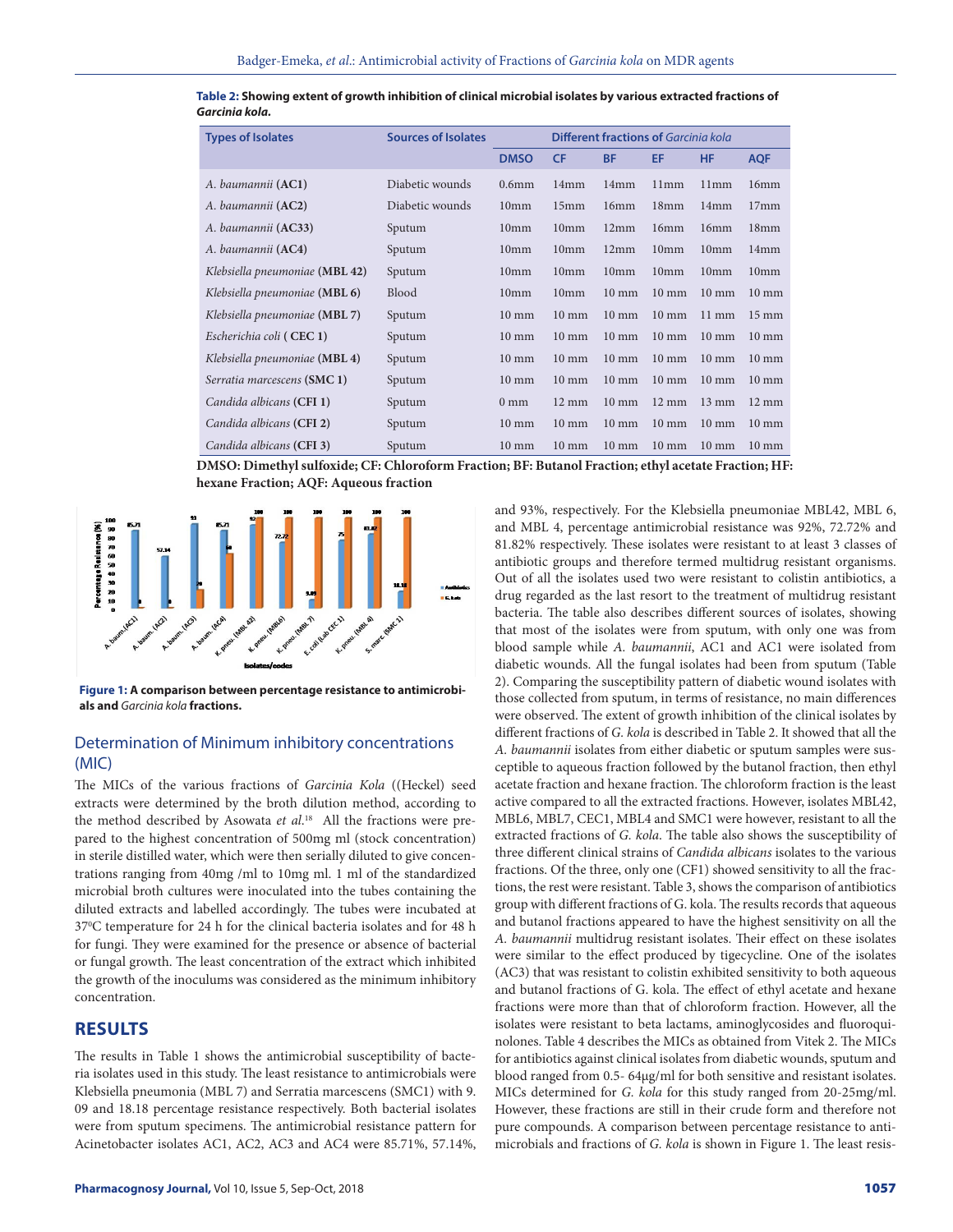**Table 2: Showing extent of growth inhibition of clinical microbial isolates by various extracted fractions of *Garcinia kola*.**

| Types of Isolates | Sources of Isolates | Different fractions of *Garcinia kola* | | | | | |
|---|---|---|---|---|---|---|---|
| | | DMSO | CF | BF | EF | HF | AQF |
| *A. baumannii* (**AC1**) | Diabetic wounds | 0.6mm | 14mm | 14mm | 11mm | 11mm | 16mm |
| *A. baumannii* (**AC2**) | Diabetic wounds | 10mm | 15mm | 16mm | 18mm | 14mm | 17mm |
| *A. baumannii* (**AC33**) | Sputum | 10mm | 10mm | 12mm | 16mm | 16mm | 18mm |
| *A. baumannii* (**AC4**) | Sputum | 10mm | 10mm | 12mm | 10mm | 10mm | 14mm |
| *Klebsiella pneumoniae* (**MBL 42**) | Sputum | 10mm | 10mm | 10mm | 10mm | 10mm | 10mm |
| *Klebsiella pneumoniae* (**MBL 6**) | Blood | 10mm | 10mm | 10 mm | 10 mm | 10 mm | 10 mm |
| *Klebsiella pneumoniae* (**MBL 7**) | Sputum | 10 mm | 10 mm | 10 mm | 10 mm | 11 mm | 15 mm |
| *Escherichia coli* ( **CEC 1**) | Sputum | 10 mm | 10 mm | 10 mm | 10 mm | 10 mm | 10 mm |
| *Klebsiella pneumoniae* (**MBL 4**) | Sputum | 10 mm | 10 mm | 10 mm | 10 mm | 10 mm | 10 mm |
| *Serratia marcescens* (**SMC 1**) | Sputum | 10 mm | 10 mm | 10 mm | 10 mm | 10 mm | 10 mm |
| *Candida albicans* (**CFI 1**) | Sputum | 0 mm | 12 mm | 10 mm | 12 mm | 13 mm | 12 mm |
| *Candida albicans* (**CFI 2**) | Sputum | 10 mm | 10 mm | 10 mm | 10 mm | 10 mm | 10 mm |
| *Candida albicans* (**CFI 3**) | Sputum | 10 mm | 10 mm | 10 mm | 10 mm | 10 mm | 10 mm |

**DMSO: Dimethyl sulfoxide; CF: Chloroform Fraction; BF: Butanol Fraction; ethyl acetate Fraction; HF: hexane Fraction; AQF: Aqueous fraction**

**Figure 1: A comparison between percentage resistance to antimicrobials and *Garcinia kola* fractions.**

## Determination of Minimum inhibitory concentrations (MIC)

The MICs of the various fractions of *Garcinia Kola* ((Heckel) seed extracts were determined by the broth dilution method, according to the method described by Asowata *et al.*[18] All the fractions were prepared to the highest concentration of 500mg ml (stock concentration) in sterile distilled water, which were then serially diluted to give concentrations ranging from 40mg /ml to 10mg ml. 1 ml of the standardized microbial broth cultures were inoculated into the tubes containing the diluted extracts and labelled accordingly. The tubes were incubated at 37$^0$C temperature for 24 h for the clinical bacteria isolates and for 48 h for fungi. They were examined for the presence or absence of bacterial or fungal growth. The least concentration of the extract which inhibited the growth of the inoculums was considered as the minimum inhibitory concentration.

## RESULTS

The results in Table 1 shows the antimicrobial susceptibility of bacteria isolates used in this study. The least resistance to antimicrobials were Klebsiella pneumonia (MBL 7) and Serratia marcescens (SMC1) with 9. 09 and 18.18 percentage resistance respectively. Both bacterial isolates were from sputum specimens. The antimicrobial resistance pattern for Acinetobacter isolates AC1, AC2, AC3 and AC4 were 85.71%, 57.14%, and 93%, respectively. For the Klebsiella pneumoniae MBL42, MBL 6, and MBL 4, percentage antimicrobial resistance was 92%, 72.72% and 81.82% respectively. These isolates were resistant to at least 3 classes of antibiotic groups and therefore termed multidrug resistant organisms. Out of all the isolates used two were resistant to colistin antibiotics, a drug regarded as the last resort to the treatment of multidrug resistant bacteria. The table also describes different sources of isolates, showing that most of the isolates were from sputum, with only one was from blood sample while *A. baumannii*, AC1 and AC1 were isolated from diabetic wounds. All the fungal isolates had been from sputum (Table 2). Comparing the susceptibility pattern of diabetic wound isolates with those collected from sputum, in terms of resistance, no main differences were observed. The extent of growth inhibition of the clinical isolates by different fractions of *G. kola* is described in Table 2. It showed that all the *A. baumannii* isolates from either diabetic or sputum samples were susceptible to aqueous fraction followed by the butanol fraction, then ethyl acetate fraction and hexane fraction. The chloroform fraction is the least active compared to all the extracted fractions. However, isolates MBL42, MBL6, MBL7, CEC1, MBL4 and SMC1 were however, resistant to all the extracted fractions of *G. kola*. The table also shows the susceptibility of three different clinical strains of *Candida albicans* isolates to the various fractions. Of the three, only one (CF1) showed sensitivity to all the fractions, the rest were resistant. Table 3, shows the comparison of antibiotics group with different fractions of G. kola. The results records that aqueous and butanol fractions appeared to have the highest sensitivity on all the *A. baumannii* multidrug resistant isolates. Their effect on these isolates were similar to the effect produced by tigecycline. One of the isolates (AC3) that was resistant to colistin exhibited sensitivity to both aqueous and butanol fractions of G. kola. The effect of ethyl acetate and hexane fractions were more than that of chloroform fraction. However, all the isolates were resistant to beta lactams, aminoglycosides and fluoroquinolones. Table 4 describes the MICs as obtained from Vitek 2. The MICs for antibiotics against clinical isolates from diabetic wounds, sputum and blood ranged from 0.5- 64μg/ml for both sensitive and resistant isolates. MICs determined for *G. kola* for this study ranged from 20-25mg/ml. However, these fractions are still in their crude form and therefore not pure compounds. A comparison between percentage resistance to antimicrobials and fractions of *G. kola* is shown in Figure 1. The least resis-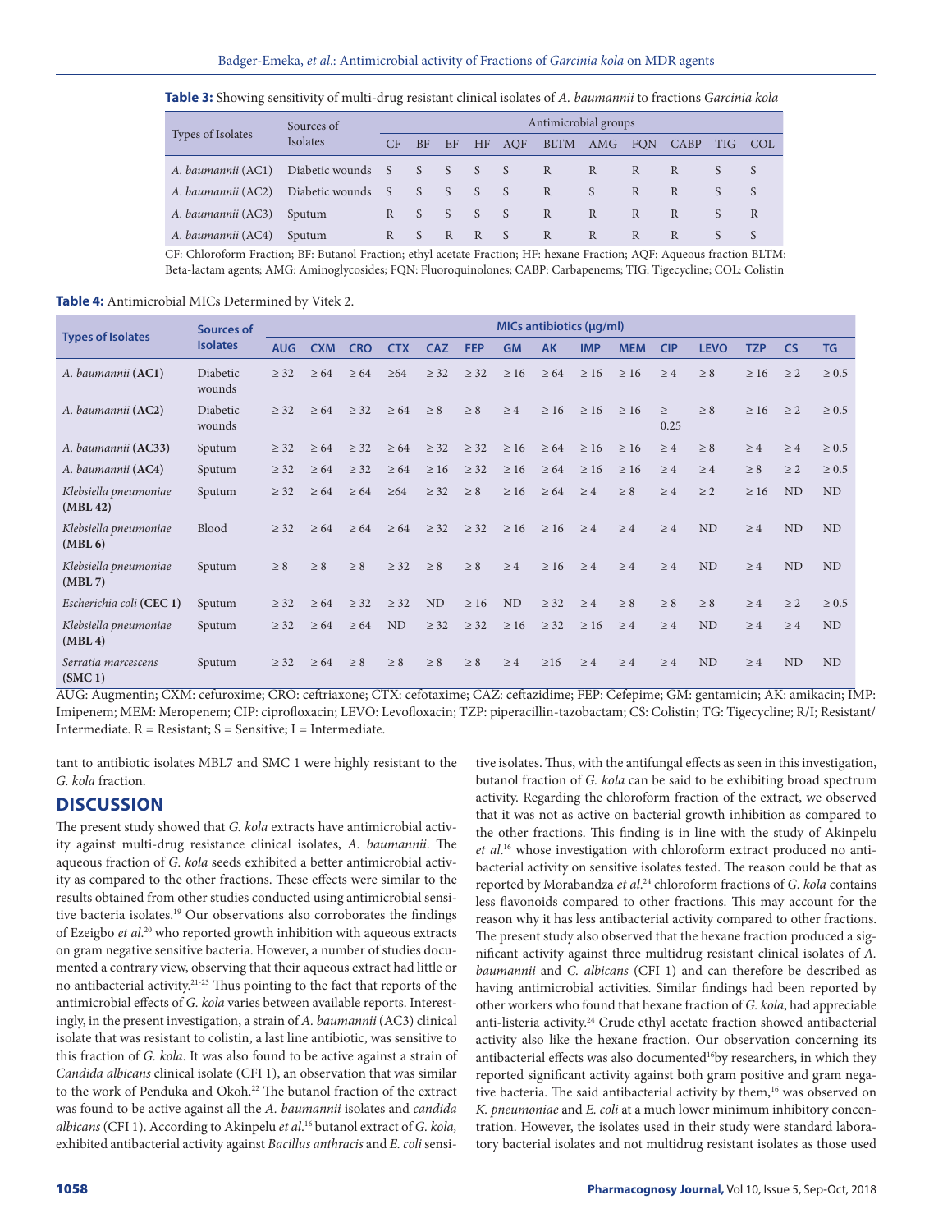**Table 3:** Showing sensitivity of multi-drug resistant clinical isolates of *A. baumannii* to fractions *Garcinia kola*

| Types of Isolates | Sources of Isolates | Antimicrobial groups | | | | | | | | | | |
|---|---|---|---|---|---|---|---|---|---|---|---|---|
| | | CF | BF | EF | HF | AQF | BLTM | AMG | FQN | CABP | TIG | COL |
| *A. baumannii* (AC1) | Diabetic wounds | S | S | S | S | S | R | R | R | R | S | S |
| *A. baumannii* (AC2) | Diabetic wounds | S | S | S | S | S | R | S | R | R | S | S |
| *A. baumannii* (AC3) | Sputum | R | S | S | S | S | R | R | R | R | S | R |
| *A. baumannii* (AC4) | Sputum | R | S | R | R | S | R | R | R | R | S | S |

CF: Chloroform Fraction; BF: Butanol Fraction; ethyl acetate Fraction; HF: hexane Fraction; AQF: Aqueous fraction BLTM: Beta-lactam agents; AMG: Aminoglycosides; FQN: Fluoroquinolones; CABP: Carbapenems; TIG: Tigecycline; COL: Colistin

**Table 4:** Antimicrobial MICs Determined by Vitek 2.

| Types of Isolates | Sources of Isolates | MICs antibiotics (µg/ml) | | | | | | | | | | | | | | |
|---|---|---|---|---|---|---|---|---|---|---|---|---|---|---|---|---|
| | | AUG | CXM | CRO | CTX | CAZ | FEP | GM | AK | IMP | MEM | CIP | LEVO | TZP | CS | TG |
| *A. baumannii* (AC1) | Diabetic wounds | ≥ 32 | ≥ 64 | ≥ 64 | ≥64 | ≥ 32 | ≥ 32 | ≥ 16 | ≥ 64 | ≥ 16 | ≥ 16 | ≥ 4 | ≥ 8 | ≥ 16 | ≥ 2 | ≥ 0.5 |
| *A. baumannii* (AC2) | Diabetic wounds | ≥ 32 | ≥ 64 | ≥ 32 | ≥ 64 | ≥ 8 | ≥ 8 | ≥ 4 | ≥ 16 | ≥ 16 | ≥ 16 | ≥ 0.25 | ≥ 8 | ≥ 16 | ≥ 2 | ≥ 0.5 |
| *A. baumannii* (AC33) | Sputum | ≥ 32 | ≥ 64 | ≥ 32 | ≥ 64 | ≥ 32 | ≥ 32 | ≥ 16 | ≥ 64 | ≥ 16 | ≥ 16 | ≥ 4 | ≥ 8 | ≥ 4 | ≥ 4 | ≥ 0.5 |
| *A. baumannii* (AC4) | Sputum | ≥ 32 | ≥ 64 | ≥ 32 | ≥ 64 | ≥ 16 | ≥ 32 | ≥ 16 | ≥ 64 | ≥ 16 | ≥ 16 | ≥ 4 | ≥ 4 | ≥ 8 | ≥ 2 | ≥ 0.5 |
| *Klebsiella pneumoniae* (MBL 42) | Sputum | ≥ 32 | ≥ 64 | ≥ 64 | ≥64 | ≥ 32 | ≥ 8 | ≥ 16 | ≥ 64 | ≥ 4 | ≥ 8 | ≥ 4 | ≥ 2 | ≥ 16 | ND | ND |
| *Klebsiella pneumoniae* (MBL 6) | Blood | ≥ 32 | ≥ 64 | ≥ 64 | ≥ 64 | ≥ 32 | ≥ 32 | ≥ 16 | ≥ 16 | ≥ 4 | ≥ 4 | ≥ 4 | ND | ≥ 4 | ND | ND |
| *Klebsiella pneumoniae* (MBL 7) | Sputum | ≥ 8 | ≥ 8 | ≥ 8 | ≥ 32 | ≥ 8 | ≥ 8 | ≥ 4 | ≥ 16 | ≥ 4 | ≥ 4 | ≥ 4 | ND | ≥ 4 | ND | ND |
| *Escherichia coli* (CEC 1) | Sputum | ≥ 32 | ≥ 64 | ≥ 32 | ≥ 32 | ND | ≥ 16 | ND | ≥ 32 | ≥ 4 | ≥ 8 | ≥ 8 | ≥ 8 | ≥ 4 | ≥ 2 | ≥ 0.5 |
| *Klebsiella pneumoniae* (MBL 4) | Sputum | ≥ 32 | ≥ 64 | ≥ 64 | ND | ≥ 32 | ≥ 32 | ≥ 16 | ≥ 32 | ≥ 16 | ≥ 4 | ≥ 4 | ND | ≥ 4 | ≥ 4 | ND |
| *Serratia marcescens* (SMC 1) | Sputum | ≥ 32 | ≥ 64 | ≥ 8 | ≥ 8 | ≥ 8 | ≥ 8 | ≥ 4 | ≥16 | ≥ 4 | ≥ 4 | ≥ 4 | ND | ≥ 4 | ND | ND |

AUG: Augmentin; CXM: cefuroxime; CRO: ceftriaxone; CTX: cefotaxime; CAZ: ceftazidime; FEP: Cefepime; GM: gentamicin; AK: amikacin; IMP: Imipenem; MEM: Meropenem; CIP: ciprofloxacin; LEVO: Levofloxacin; TZP: piperacillin-tazobactam; CS: Colistin; TG: Tigecycline; R/I; Resistant/Intermediate. R = Resistant; S = Sensitive; I = Intermediate.

tant to antibiotic isolates MBL7 and SMC 1 were highly resistant to the *G. kola* fraction.

## DISCUSSION

The present study showed that *G. kola* extracts have antimicrobial activity against multi-drug resistance clinical isolates, *A. baumannii*. The aqueous fraction of *G. kola* seeds exhibited a better antimicrobial activity as compared to the other fractions. These effects were similar to the results obtained from other studies conducted using antimicrobial sensitive bacteria isolates.[19] Our observations also corroborates the findings of Ezeigbo *et al*.[20] who reported growth inhibition with aqueous extracts on gram negative sensitive bacteria. However, a number of studies documented a contrary view, observing that their aqueous extract had little or no antibacterial activity.[21-23] Thus pointing to the fact that reports of the antimicrobial effects of *G. kola* varies between available reports. Interestingly, in the present investigation, a strain of *A. baumannii* (AC3) clinical isolate that was resistant to colistin, a last line antibiotic, was sensitive to this fraction of *G. kola*. It was also found to be active against a strain of *Candida albicans* clinical isolate (CFI 1), an observation that was similar to the work of Penduka and Okoh.[22] The butanol fraction of the extract was found to be active against all the *A. baumannii* isolates and *candida albicans* (CFI 1). According to Akinpelu *et al*.[16] butanol extract of *G. kola*, exhibited antibacterial activity against *Bacillus anthracis* and *E. coli* sensitive isolates. Thus, with the antifungal effects as seen in this investigation, butanol fraction of *G. kola* can be said to be exhibiting broad spectrum activity. Regarding the chloroform fraction of the extract, we observed that it was not as active on bacterial growth inhibition as compared to the other fractions. This finding is in line with the study of Akinpelu *et al*.[16] whose investigation with chloroform extract produced no antibacterial activity on sensitive isolates tested. The reason could be that as reported by Morabandza *et al*.[24] chloroform fractions of *G. kola* contains less flavonoids compared to other fractions. This may account for the reason why it has less antibacterial activity compared to other fractions. The present study also observed that the hexane fraction produced a significant activity against three multidrug resistant clinical isolates of *A. baumannii* and *C. albicans* (CFI 1) and can therefore be described as having antimicrobial activities. Similar findings had been reported by other workers who found that hexane fraction of *G. kola*, had appreciable anti-listeria activity.[24] Crude ethyl acetate fraction showed antibacterial activity also like the hexane fraction. Our observation concerning its antibacterial effects was also documented[16]by researchers, in which they reported significant activity against both gram positive and gram negative bacteria. The said antibacterial activity by them,[16] was observed on *K. pneumoniae* and *E. coli* at a much lower minimum inhibitory concentration. However, the isolates used in their study were standard laboratory bacterial isolates and not multidrug resistant isolates as those used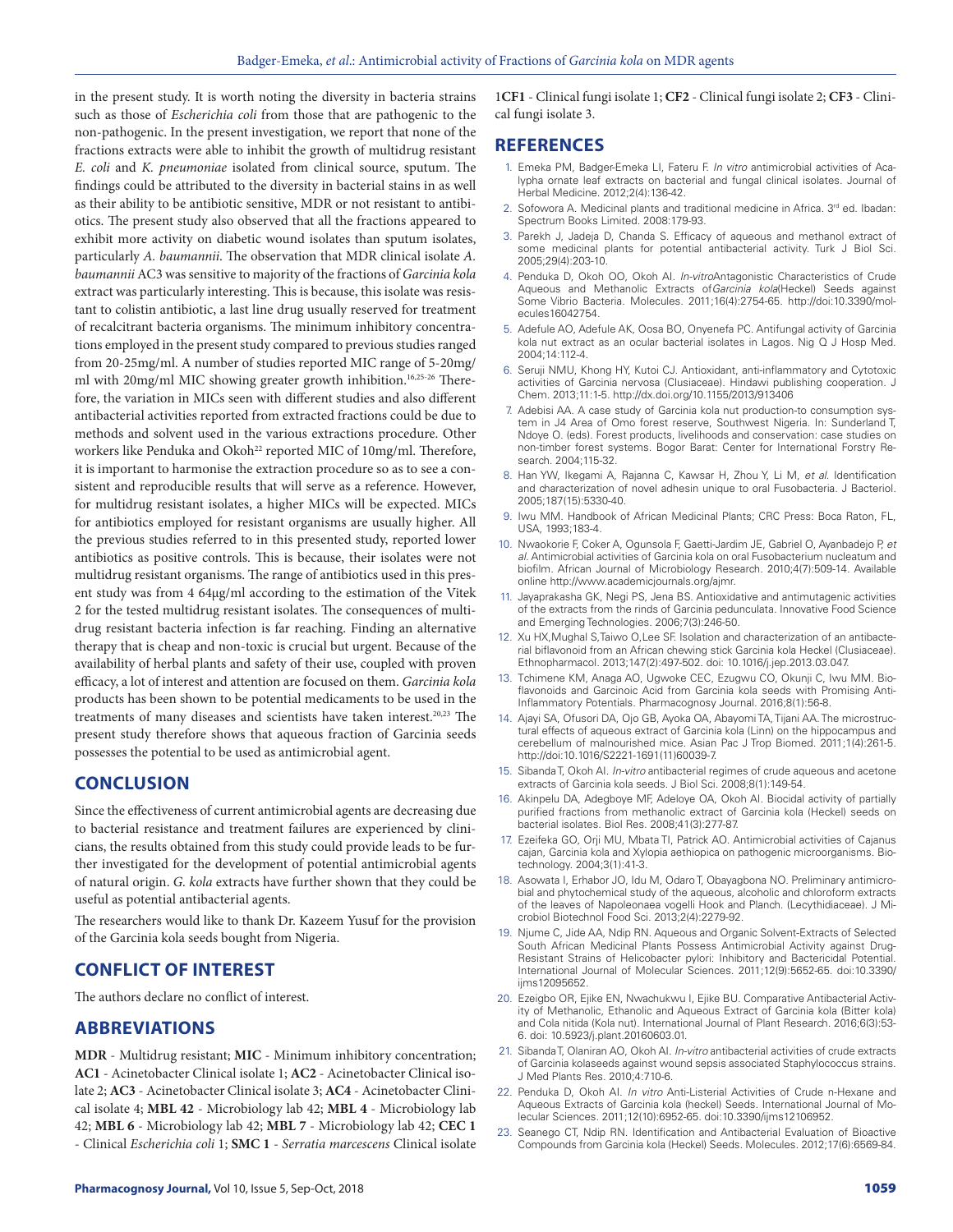in the present study. It is worth noting the diversity in bacteria strains such as those of *Escherichia coli* from those that are pathogenic to the non-pathogenic. In the present investigation, we report that none of the fractions extracts were able to inhibit the growth of multidrug resistant *E. coli* and *K. pneumoniae* isolated from clinical source, sputum. The findings could be attributed to the diversity in bacterial stains in as well as their ability to be antibiotic sensitive, MDR or not resistant to antibiotics. The present study also observed that all the fractions appeared to exhibit more activity on diabetic wound isolates than sputum isolates, particularly *A. baumannii*. The observation that MDR clinical isolate *A. baumannii* AC3 was sensitive to majority of the fractions of *Garcinia kola* extract was particularly interesting. This is because, this isolate was resistant to colistin antibiotic, a last line drug usually reserved for treatment of recalcitrant bacteria organisms. The minimum inhibitory concentrations employed in the present study compared to previous studies ranged from 20-25mg/ml. A number of studies reported MIC range of 5-20mg/ml with 20mg/ml MIC showing greater growth inhibition.[16,25-26] Therefore, the variation in MICs seen with different studies and also different antibacterial activities reported from extracted fractions could be due to methods and solvent used in the various extractions procedure. Other workers like Penduka and Okoh[22] reported MIC of 10mg/ml. Therefore, it is important to harmonise the extraction procedure so as to see a consistent and reproducible results that will serve as a reference. However, for multidrug resistant isolates, a higher MICs will be expected. MICs for antibiotics employed for resistant organisms are usually higher. All the previous studies referred to in this presented study, reported lower antibiotics as positive controls. This is because, their isolates were not multidrug resistant organisms. The range of antibiotics used in this present study was from 4 64μg/ml according to the estimation of the Vitek 2 for the tested multidrug resistant isolates. The consequences of multidrug resistant bacteria infection is far reaching. Finding an alternative therapy that is cheap and non-toxic is crucial but urgent. Because of the availability of herbal plants and safety of their use, coupled with proven efficacy, a lot of interest and attention are focused on them. *Garcinia kola* products has been shown to be potential medicaments to be used in the treatments of many diseases and scientists have taken interest.[20,23] The present study therefore shows that aqueous fraction of Garcinia seeds possesses the potential to be used as antimicrobial agent.

## CONCLUSION

Since the effectiveness of current antimicrobial agents are decreasing due to bacterial resistance and treatment failures are experienced by clinicians, the results obtained from this study could provide leads to be further investigated for the development of potential antimicrobial agents of natural origin. *G. kola* extracts have further shown that they could be useful as potential antibacterial agents.

The researchers would like to thank Dr. Kazeem Yusuf for the provision of the Garcinia kola seeds bought from Nigeria.

## CONFLICT OF INTEREST

The authors declare no conflict of interest.

## ABBREVIATIONS

**MDR** - Multidrug resistant; **MIC** - Minimum inhibitory concentration; **AC1** - Acinetobacter Clinical isolate 1; **AC2** - Acinetobacter Clinical isolate 2; **AC3** - Acinetobacter Clinical isolate 3; **AC4** - Acinetobacter Clinical isolate 4; **MBL 42** - Microbiology lab 42; **MBL 4** - Microbiology lab 42; **MBL 6** - Microbiology lab 42; **MBL 7** - Microbiology lab 42; **CEC 1** - Clinical *Escherichia coli* 1; **SMC 1** - *Serratia marcescens* Clinical isolate 1**CF1** - Clinical fungi isolate 1; **CF2** - Clinical fungi isolate 2; **CF3** - Clinical fungi isolate 3.

## REFERENCES

1. Emeka PM, Badger-Emeka LI, Fateru F. *In vitro* antimicrobial activities of Acalypha ornate leaf extracts on bacterial and fungal clinical isolates. Journal of Herbal Medicine. 2012;2(4):136-42.
2. Sofowora A. Medicinal plants and traditional medicine in Africa. 3rd ed. Ibadan: Spectrum Books Limited. 2008:179-93.
3. Parekh J, Jadeja D, Chanda S. Efficacy of aqueous and methanol extract of some medicinal plants for potential antibacterial activity. Turk J Biol Sci. 2005;29(4):203-10.
4. Penduka D, Okoh OO, Okoh AI. *In-vitro*Antagonistic Characteristics of Crude Aqueous and Methanolic Extracts of*Garcinia kola*(Heckel) Seeds against Some Vibrio Bacteria. Molecules. 2011;16(4):2754-65. http://doi:10.3390/molecules16042754.
5. Adefule AO, Adefule AK, Oosa BO, Onyenefa PC. Antifungal activity of Garcinia kola nut extract as an ocular bacterial isolates in Lagos. Nig Q J Hosp Med. 2004;14:112-4.
6. Seruji NMU, Khong HY, Kutoi CJ. Antioxidant, anti-inflammatory and Cytotoxic activities of Garcinia nervosa (Clusiaceae). Hindawi publishing cooperation. J Chem. 2013;11:1-5. http://dx.doi.org/10.1155/2013/913406
7. Adebisi AA. A case study of Garcinia kola nut production-to consumption system in J4 Area of Omo forest reserve, Southwest Nigeria. In: Sunderland T, Ndoye O. (eds). Forest products, livelihoods and conservation: case studies on non-timber forest systems. Bogor Barat: Center for International Forstry Research. 2004;115-32.
8. Han YW, Ikegami A, Rajanna C, Kawsar H, Zhou Y, Li M, *et al.* Identification and characterization of novel adhesin unique to oral Fusobacteria. J Bacteriol. 2005;187(15):5330-40.
9. Iwu MM. Handbook of African Medicinal Plants; CRC Press: Boca Raton, FL, USA, 1993;183-4.
10. Nwaokorie F, Coker A, Ogunsola F, Gaetti-Jardim JE, Gabriel O, Ayanbadejo P, *et al.* Antimicrobial activities of Garcinia kola on oral Fusobacterium nucleatum and biofilm. African Journal of Microbiology Research. 2010;4(7):509-14. Available online http://www.academicjournals.org/ajmr.
11. Jayaprakasha GK, Negi PS, Jena BS. Antioxidative and antimutagenic activities of the extracts from the rinds of Garcinia pedunculata. Innovative Food Science and Emerging Technologies. 2006;7(3):246-50.
12. Xu HX,Mughal S,Taiwo O,Lee SF. Isolation and characterization of an antibacterial biflavonoid from an African chewing stick Garcinia kola Heckel (Clusiaceae). Ethnopharmacol. 2013;147(2):497-502. doi: 10.1016/j.jep.2013.03.047.
13. Tchimene KM, Anaga AO, Ugwoke CEC, Ezugwu CO, Okunji C, Iwu MM. Bioflavonoids and Garcinoic Acid from Garcinia kola seeds with Promising Anti-Inflammatory Potentials. Pharmacognosy Journal. 2016;8(1):56-8.
14. Ajayi SA, Ofusori DA, Ojo GB, Ayoka OA, Abayomi TA, Tijani AA. The microstructural effects of aqueous extract of Garcinia kola (Linn) on the hippocampus and cerebellum of malnourished mice. Asian Pac J Trop Biomed. 2011;1(4):261-5. http://doi:10.1016/S2221-1691(11)60039-7.
15. Sibanda T, Okoh AI. *In-vitro* antibacterial regimes of crude aqueous and acetone extracts of Garcinia kola seeds. J Biol Sci. 2008;8(1):149-54.
16. Akinpelu DA, Adegboye MF, Adeloye OA, Okoh AI. Biocidal activity of partially purified fractions from methanolic extract of Garcinia kola (Heckel) seeds on bacterial isolates. Biol Res. 2008;41(3):277-87.
17. Ezeifeka GO, Orji MU, Mbata TI, Patrick AO. Antimicrobial activities of Cajanus cajan, Garcinia kola and Xylopia aethiopica on pathogenic microorganisms. Biotechnology. 2004;3(1):41-3.
18. Asowata I, Erhabor JO, Idu M, Odaro T, Obayagbona NO. Preliminary antimicrobial and phytochemical study of the aqueous, alcoholic and chloroform extracts of the leaves of Napoleonaea vogelli Hook and Planch. (Lecythidiaceae). J Microbiol Biotechnol Food Sci. 2013;2(4):2279-92.
19. Njume C, Jide AA, Ndip RN. Aqueous and Organic Solvent-Extracts of Selected South African Medicinal Plants Possess Antimicrobial Activity against Drug-Resistant Strains of Helicobacter pylori: Inhibitory and Bactericidal Potential. International Journal of Molecular Sciences. 2011;12(9):5652-65. doi:10.3390/ijms12095652.
20. Ezeigbo OR, Ejike EN, Nwachukwu I, Ejike BU. Comparative Antibacterial Activity of Methanolic, Ethanolic and Aqueous Extract of Garcinia kola (Bitter kola) and Cola nitida (Kola nut). International Journal of Plant Research. 2016;6(3):53-6. doi: 10.5923/j.plant.20160603.01.
21. Sibanda T, Olaniran AO, Okoh AI. *In-vitro* antibacterial activities of crude extracts of Garcinia kolaseeds against wound sepsis associated Staphylococcus strains. J Med Plants Res. 2010;4:710-6.
22. Penduka D, Okoh AI. *In vitro* Anti-Listerial Activities of Crude n-Hexane and Aqueous Extracts of Garcinia kola (heckel) Seeds. International Journal of Molecular Sciences. 2011;12(10):6952-65. doi:10.3390/ijms12106952.
23. Seanego CT, Ndip RN. Identification and Antibacterial Evaluation of Bioactive Compounds from Garcinia kola (Heckel) Seeds. Molecules. 2012;17(6):6569-84.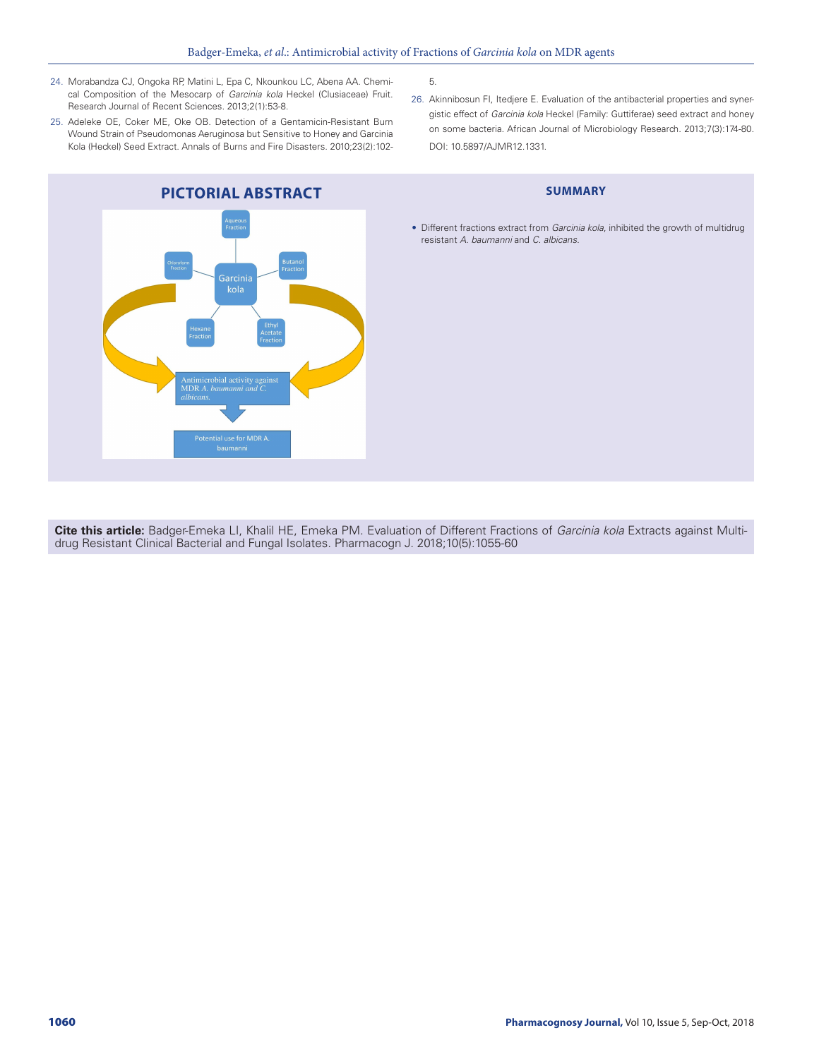24. Morabandza CJ, Ongoka RP, Matini L, Epa C, Nkounkou LC, Abena AA. Chemical Composition of the Mesocarp of *Garcinia kola* Heckel (Clusiaceae) Fruit. Research Journal of Recent Sciences. 2013;2(1):53-8.
25. Adeleke OE, Coker ME, Oke OB. Detection of a Gentamicin-Resistant Burn Wound Strain of Pseudomonas Aeruginosa but Sensitive to Honey and Garcinia Kola (Heckel) Seed Extract. Annals of Burns and Fire Disasters. 2010;23(2):102-5.
26. Akinnibosun FI, Itedjere E. Evaluation of the antibacterial properties and synergistic effect of *Garcinia kola* Heckel (Family: Guttiferae) seed extract and honey on some bacteria. African Journal of Microbiology Research. 2013;7(3):174-80. DOI: 10.5897/AJMR12.1331.

## PICTORIAL ABSTRACT

Aqueous Fraction

Chloroform Fraction

Butanol Fraction

Garcinia kola

Hexane Fraction

Ethyl Acetate Fraction

Antimicrobial activity against MDR *A. baumanni and C. albicans.*

Potential use for MDR A. baumanni

## SUMMARY

- Different fractions extract from *Garcinia kola*, inhibited the growth of multidrug resistant *A. baumanni* and *C. albicans*.

**Cite this article:** Badger-Emeka LI, Khalil HE, Emeka PM. Evaluation of Different Fractions of *Garcinia kola* Extracts against Multi-drug Resistant Clinical Bacterial and Fungal Isolates. Pharmacogn J. 2018;10(5):1055-60